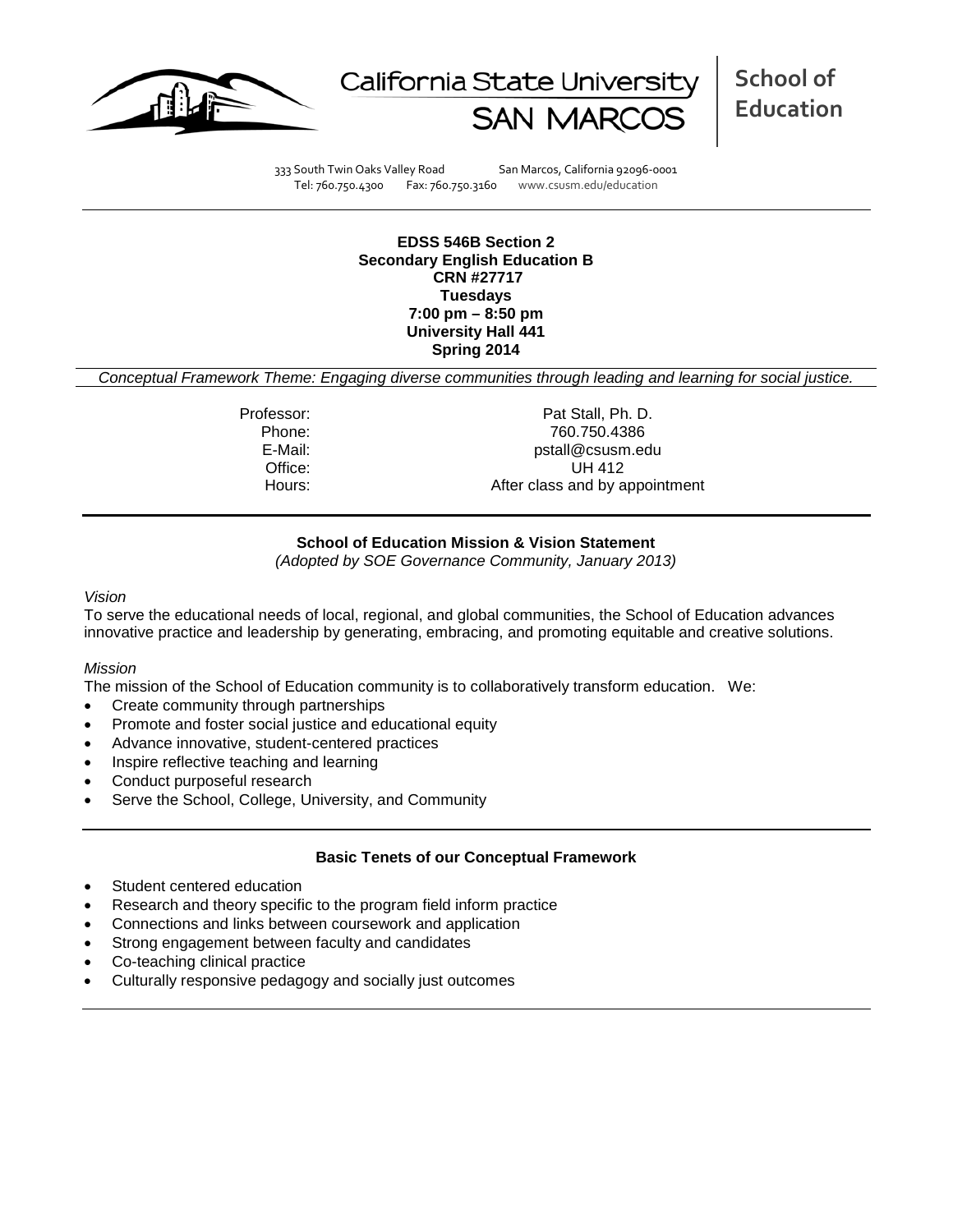California State University SAN MARCOS | **School of Education**

333 South Twin Oaks Valley Road San Marcos, California 92096-0001
Tel: 760.750.4300 Fax: 760.750.3160 www.csusm.edu/education

---

**EDSS 546B Section 2**
**Secondary English Education B**
**CRN #27717**
**Tuesdays**
**7:00 pm – 8:50 pm**
**University Hall 441**
**Spring 2014**

*Conceptual Framework Theme: Engaging diverse communities through leading and learning for social justice.*

| | |
|---|---|
| Professor: | Pat Stall, Ph. D. |
| Phone: | 760.750.4386 |
| E-Mail: | pstall@csusm.edu |
| Office: | UH 412 |
| Hours: | After class and by appointment |

---

**School of Education Mission & Vision Statement**
*(Adopted by SOE Governance Community, January 2013)*

*Vision*
To serve the educational needs of local, regional, and global communities, the School of Education advances innovative practice and leadership by generating, embracing, and promoting equitable and creative solutions.

*Mission*
The mission of the School of Education community is to collaboratively transform education. We:
- Create community through partnerships
- Promote and foster social justice and educational equity
- Advance innovative, student-centered practices
- Inspire reflective teaching and learning
- Conduct purposeful research
- Serve the School, College, University, and Community

---

**Basic Tenets of our Conceptual Framework**

- Student centered education
- Research and theory specific to the program field inform practice
- Connections and links between coursework and application
- Strong engagement between faculty and candidates
- Co-teaching clinical practice
- Culturally responsive pedagogy and socially just outcomes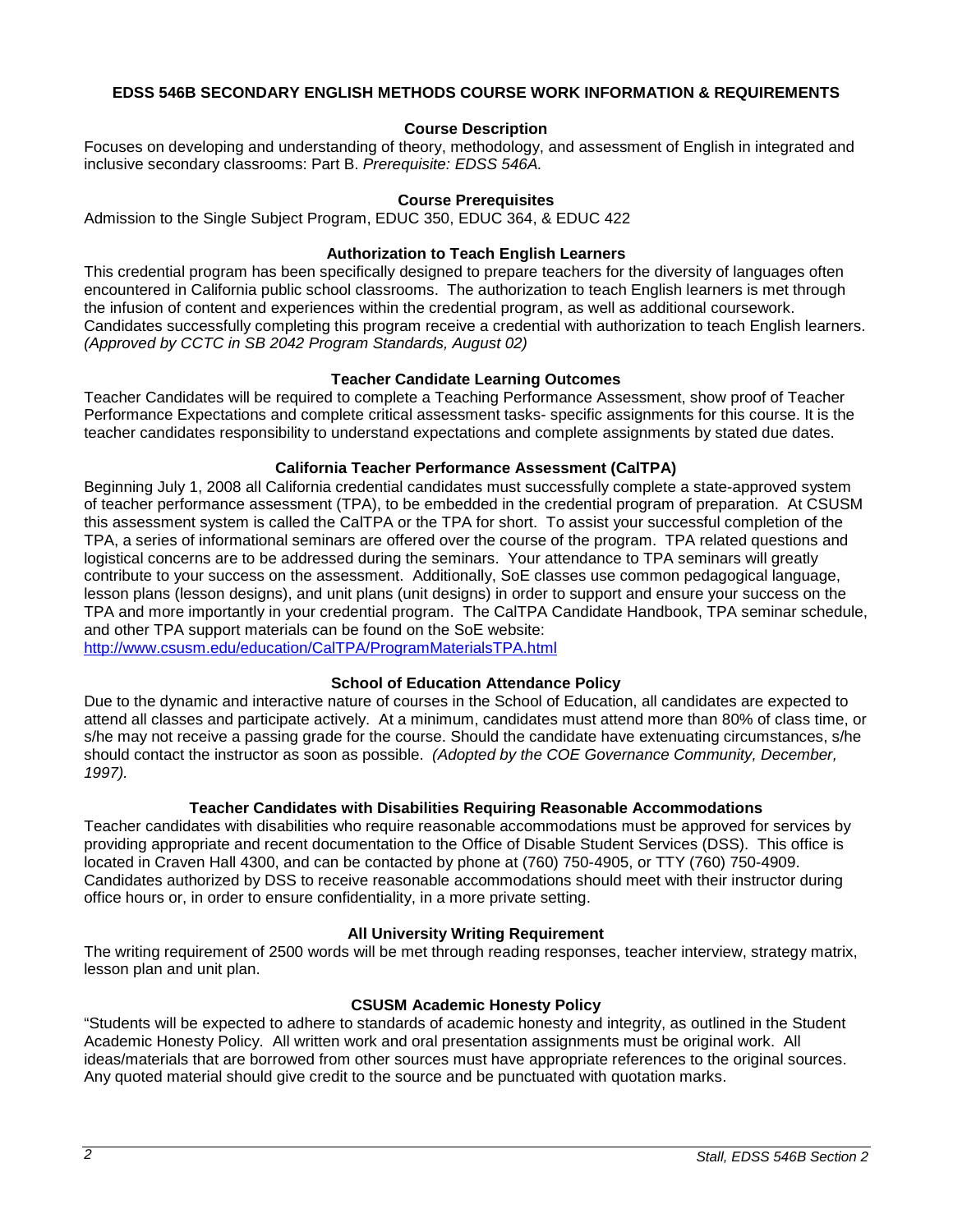**EDSS 546B SECONDARY ENGLISH METHODS COURSE WORK INFORMATION & REQUIREMENTS**

**Course Description**

Focuses on developing and understanding of theory, methodology, and assessment of English in integrated and inclusive secondary classrooms: Part B. *Prerequisite: EDSS 546A.*

**Course Prerequisites**

Admission to the Single Subject Program, EDUC 350, EDUC 364, & EDUC 422

**Authorization to Teach English Learners**

This credential program has been specifically designed to prepare teachers for the diversity of languages often encountered in California public school classrooms. The authorization to teach English learners is met through the infusion of content and experiences within the credential program, as well as additional coursework. Candidates successfully completing this program receive a credential with authorization to teach English learners. *(Approved by CCTC in SB 2042 Program Standards, August 02)*

**Teacher Candidate Learning Outcomes**

Teacher Candidates will be required to complete a Teaching Performance Assessment, show proof of Teacher Performance Expectations and complete critical assessment tasks- specific assignments for this course. It is the teacher candidates responsibility to understand expectations and complete assignments by stated due dates.

**California Teacher Performance Assessment (CalTPA)**

Beginning July 1, 2008 all California credential candidates must successfully complete a state-approved system of teacher performance assessment (TPA), to be embedded in the credential program of preparation. At CSUSM this assessment system is called the CalTPA or the TPA for short. To assist your successful completion of the TPA, a series of informational seminars are offered over the course of the program. TPA related questions and logistical concerns are to be addressed during the seminars. Your attendance to TPA seminars will greatly contribute to your success on the assessment. Additionally, SoE classes use common pedagogical language, lesson plans (lesson designs), and unit plans (unit designs) in order to support and ensure your success on the TPA and more importantly in your credential program. The CalTPA Candidate Handbook, TPA seminar schedule, and other TPA support materials can be found on the SoE website:
http://www.csusm.edu/education/CalTPA/ProgramMaterialsTPA.html

**School of Education Attendance Policy**

Due to the dynamic and interactive nature of courses in the School of Education, all candidates are expected to attend all classes and participate actively. At a minimum, candidates must attend more than 80% of class time, or s/he may not receive a passing grade for the course. Should the candidate have extenuating circumstances, s/he should contact the instructor as soon as possible. *(Adopted by the COE Governance Community, December, 1997).*

**Teacher Candidates with Disabilities Requiring Reasonable Accommodations**

Teacher candidates with disabilities who require reasonable accommodations must be approved for services by providing appropriate and recent documentation to the Office of Disable Student Services (DSS). This office is located in Craven Hall 4300, and can be contacted by phone at (760) 750-4905, or TTY (760) 750-4909. Candidates authorized by DSS to receive reasonable accommodations should meet with their instructor during office hours or, in order to ensure confidentiality, in a more private setting.

**All University Writing Requirement**

The writing requirement of 2500 words will be met through reading responses, teacher interview, strategy matrix, lesson plan and unit plan.

**CSUSM Academic Honesty Policy**

"Students will be expected to adhere to standards of academic honesty and integrity, as outlined in the Student Academic Honesty Policy. All written work and oral presentation assignments must be original work. All ideas/materials that are borrowed from other sources must have appropriate references to the original sources. Any quoted material should give credit to the source and be punctuated with quotation marks.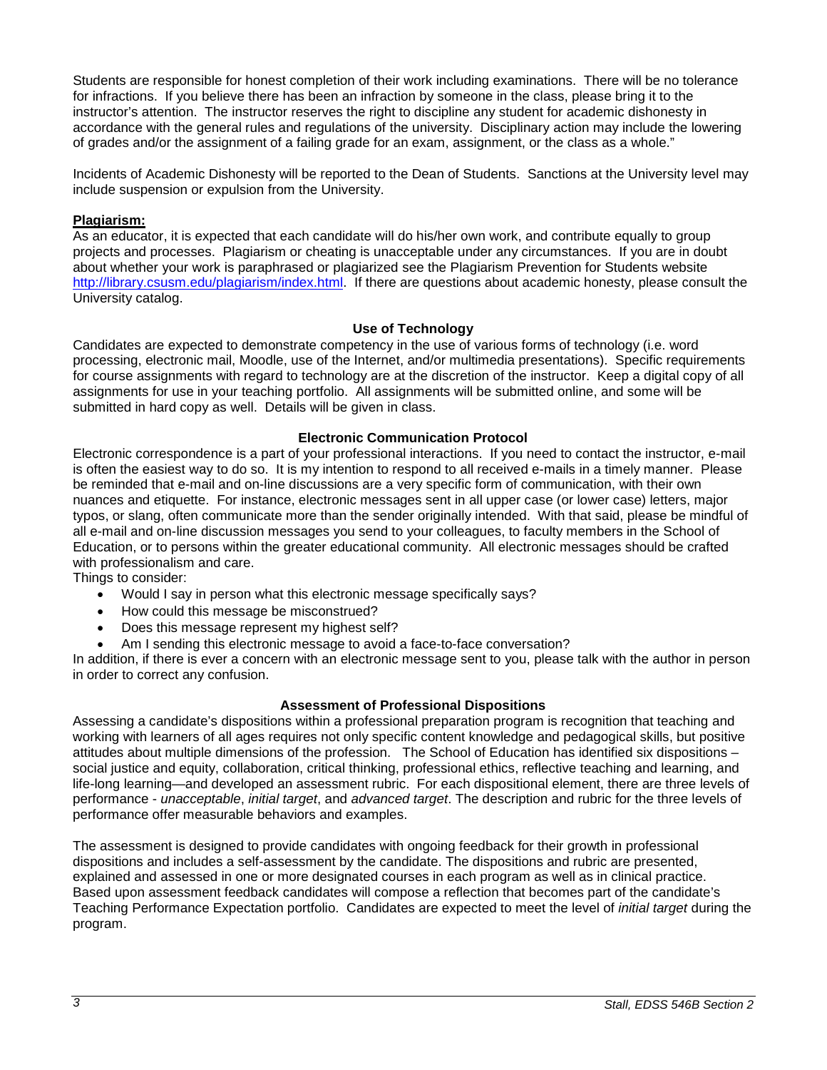Students are responsible for honest completion of their work including examinations. There will be no tolerance for infractions. If you believe there has been an infraction by someone in the class, please bring it to the instructor's attention. The instructor reserves the right to discipline any student for academic dishonesty in accordance with the general rules and regulations of the university. Disciplinary action may include the lowering of grades and/or the assignment of a failing grade for an exam, assignment, or the class as a whole."

Incidents of Academic Dishonesty will be reported to the Dean of Students. Sanctions at the University level may include suspension or expulsion from the University.

**Plagiarism:**

As an educator, it is expected that each candidate will do his/her own work, and contribute equally to group projects and processes. Plagiarism or cheating is unacceptable under any circumstances. If you are in doubt about whether your work is paraphrased or plagiarized see the Plagiarism Prevention for Students website http://library.csusm.edu/plagiarism/index.html. If there are questions about academic honesty, please consult the University catalog.

### Use of Technology

Candidates are expected to demonstrate competency in the use of various forms of technology (i.e. word processing, electronic mail, Moodle, use of the Internet, and/or multimedia presentations). Specific requirements for course assignments with regard to technology are at the discretion of the instructor. Keep a digital copy of all assignments for use in your teaching portfolio. All assignments will be submitted online, and some will be submitted in hard copy as well. Details will be given in class.

### Electronic Communication Protocol

Electronic correspondence is a part of your professional interactions. If you need to contact the instructor, e-mail is often the easiest way to do so. It is my intention to respond to all received e-mails in a timely manner. Please be reminded that e-mail and on-line discussions are a very specific form of communication, with their own nuances and etiquette. For instance, electronic messages sent in all upper case (or lower case) letters, major typos, or slang, often communicate more than the sender originally intended. With that said, please be mindful of all e-mail and on-line discussion messages you send to your colleagues, to faculty members in the School of Education, or to persons within the greater educational community. All electronic messages should be crafted with professionalism and care.

Things to consider:

- Would I say in person what this electronic message specifically says?
- How could this message be misconstrued?
- Does this message represent my highest self?
- Am I sending this electronic message to avoid a face-to-face conversation?

In addition, if there is ever a concern with an electronic message sent to you, please talk with the author in person in order to correct any confusion.

### Assessment of Professional Dispositions

Assessing a candidate's dispositions within a professional preparation program is recognition that teaching and working with learners of all ages requires not only specific content knowledge and pedagogical skills, but positive attitudes about multiple dimensions of the profession. The School of Education has identified six dispositions – social justice and equity, collaboration, critical thinking, professional ethics, reflective teaching and learning, and life-long learning—and developed an assessment rubric. For each dispositional element, there are three levels of performance - *unacceptable*, *initial target*, and *advanced target*. The description and rubric for the three levels of performance offer measurable behaviors and examples.

The assessment is designed to provide candidates with ongoing feedback for their growth in professional dispositions and includes a self-assessment by the candidate. The dispositions and rubric are presented, explained and assessed in one or more designated courses in each program as well as in clinical practice. Based upon assessment feedback candidates will compose a reflection that becomes part of the candidate's Teaching Performance Expectation portfolio. Candidates are expected to meet the level of *initial target* during the program.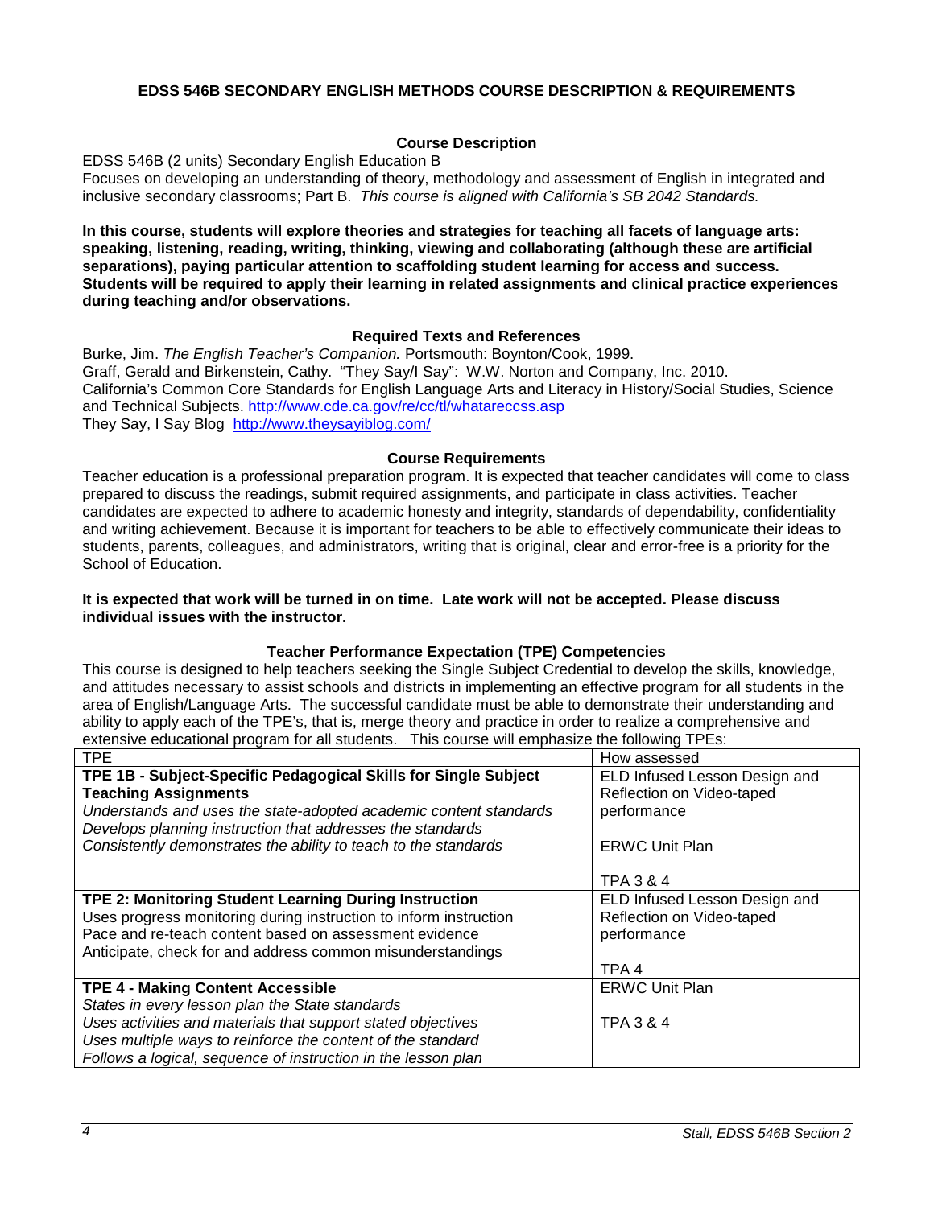## EDSS 546B SECONDARY ENGLISH METHODS COURSE DESCRIPTION & REQUIREMENTS

### Course Description

EDSS 546B (2 units) Secondary English Education B
Focuses on developing an understanding of theory, methodology and assessment of English in integrated and inclusive secondary classrooms; Part B. *This course is aligned with California's SB 2042 Standards.*

**In this course, students will explore theories and strategies for teaching all facets of language arts: speaking, listening, reading, writing, thinking, viewing and collaborating (although these are artificial separations), paying particular attention to scaffolding student learning for access and success. Students will be required to apply their learning in related assignments and clinical practice experiences during teaching and/or observations.**

### Required Texts and References

Burke, Jim. *The English Teacher's Companion.* Portsmouth: Boynton/Cook, 1999.
Graff, Gerald and Birkenstein, Cathy. "They Say/I Say": W.W. Norton and Company, Inc. 2010.
California's Common Core Standards for English Language Arts and Literacy in History/Social Studies, Science and Technical Subjects. http://www.cde.ca.gov/re/cc/tl/whatareccss.asp
They Say, I Say Blog http://www.theysayiblog.com/

### Course Requirements

Teacher education is a professional preparation program. It is expected that teacher candidates will come to class prepared to discuss the readings, submit required assignments, and participate in class activities. Teacher candidates are expected to adhere to academic honesty and integrity, standards of dependability, confidentiality and writing achievement. Because it is important for teachers to be able to effectively communicate their ideas to students, parents, colleagues, and administrators, writing that is original, clear and error-free is a priority for the School of Education.

**It is expected that work will be turned in on time. Late work will not be accepted. Please discuss individual issues with the instructor.**

### Teacher Performance Expectation (TPE) Competencies

This course is designed to help teachers seeking the Single Subject Credential to develop the skills, knowledge, and attitudes necessary to assist schools and districts in implementing an effective program for all students in the area of English/Language Arts. The successful candidate must be able to demonstrate their understanding and ability to apply each of the TPE's, that is, merge theory and practice in order to realize a comprehensive and extensive educational program for all students. This course will emphasize the following TPEs:

| TPE | How assessed |
|---|---|
| **TPE 1B - Subject-Specific Pedagogical Skills for Single Subject Teaching Assignments**<br>*Understands and uses the state-adopted academic content standards*<br>*Develops planning instruction that addresses the standards*<br>*Consistently demonstrates the ability to teach to the standards* | ELD Infused Lesson Design and Reflection on Video-taped performance<br><br>ERWC Unit Plan<br><br>TPA 3 & 4 |
| **TPE 2: Monitoring Student Learning During Instruction**<br>Uses progress monitoring during instruction to inform instruction<br>Pace and re-teach content based on assessment evidence<br>Anticipate, check for and address common misunderstandings | ELD Infused Lesson Design and Reflection on Video-taped performance<br><br>TPA 4 |
| **TPE 4 - Making Content Accessible**<br>*States in every lesson plan the State standards*<br>*Uses activities and materials that support stated objectives*<br>*Uses multiple ways to reinforce the content of the standard*<br>*Follows a logical, sequence of instruction in the lesson plan* | ERWC Unit Plan<br><br>TPA 3 & 4 |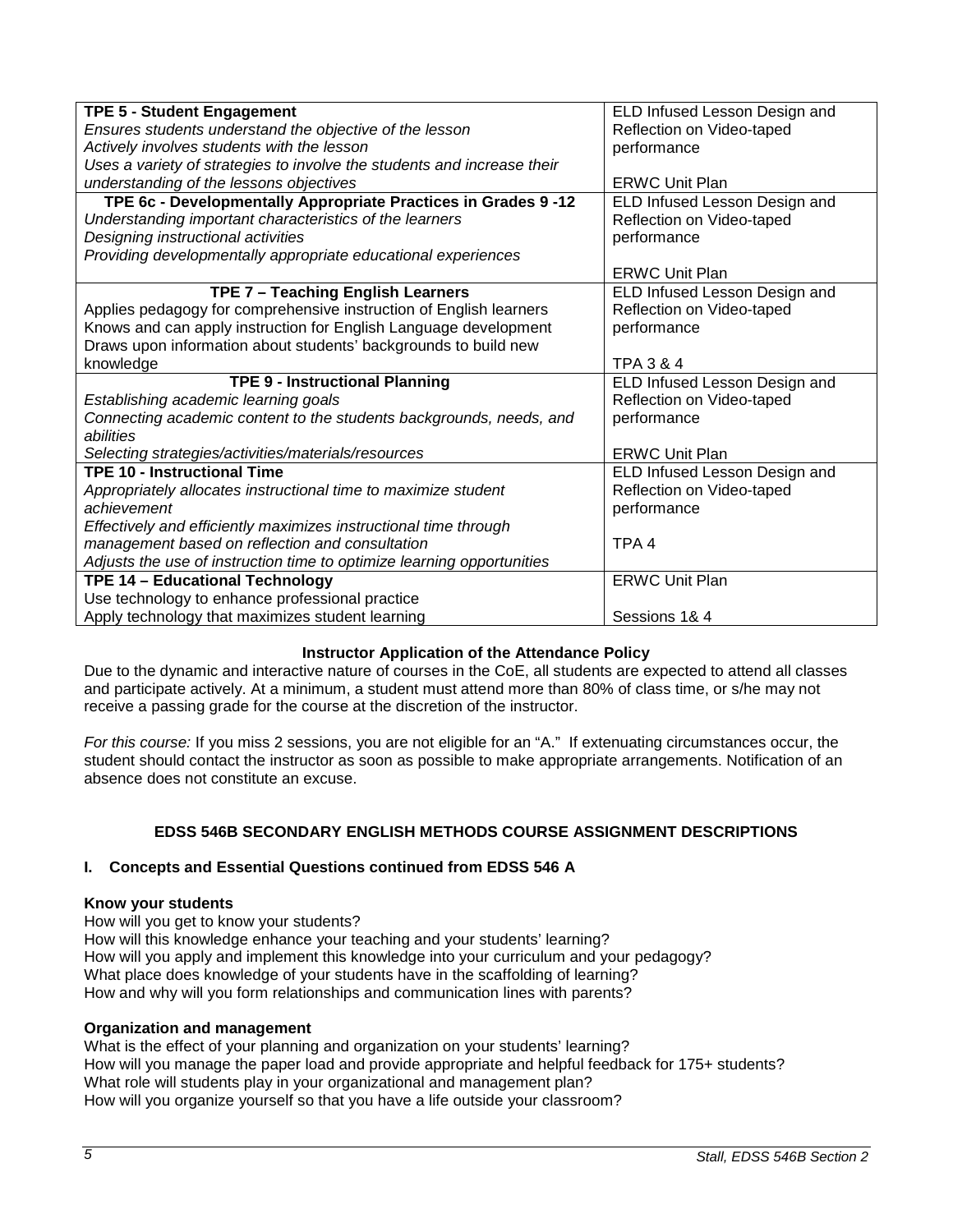| **TPE 5 - Student Engagement**<br>*Ensures students understand the objective of the lesson*<br>*Actively involves students with the lesson*<br>*Uses a variety of strategies to involve the students and increase their understanding of the lessons objectives* | ELD Infused Lesson Design and Reflection on Video-taped performance<br><br>ERWC Unit Plan |
|---|---|
| **TPE 6c - Developmentally Appropriate Practices in Grades 9 -12**<br>*Understanding important characteristics of the learners*<br>*Designing instructional activities*<br>*Providing developmentally appropriate educational experiences* | ELD Infused Lesson Design and Reflection on Video-taped performance<br><br>ERWC Unit Plan |
| **TPE 7 – Teaching English Learners**<br>Applies pedagogy for comprehensive instruction of English learners<br>Knows and can apply instruction for English Language development<br>Draws upon information about students' backgrounds to build new knowledge | ELD Infused Lesson Design and Reflection on Video-taped performance<br><br>TPA 3 & 4 |
| **TPE 9 - Instructional Planning**<br>*Establishing academic learning goals*<br>*Connecting academic content to the students backgrounds, needs, and abilities*<br>*Selecting strategies/activities/materials/resources* | ELD Infused Lesson Design and Reflection on Video-taped performance<br><br>ERWC Unit Plan |
| **TPE 10 - Instructional Time**<br>*Appropriately allocates instructional time to maximize student achievement*<br>*Effectively and efficiently maximizes instructional time through management based on reflection and consultation*<br>*Adjusts the use of instruction time to optimize learning opportunities* | ELD Infused Lesson Design and Reflection on Video-taped performance<br><br>TPA 4 |
| **TPE 14 – Educational Technology**<br>Use technology to enhance professional practice<br>Apply technology that maximizes student learning | ERWC Unit Plan<br><br>Sessions 1& 4 |

**Instructor Application of the Attendance Policy**

Due to the dynamic and interactive nature of courses in the CoE, all students are expected to attend all classes and participate actively. At a minimum, a student must attend more than 80% of class time, or s/he may not receive a passing grade for the course at the discretion of the instructor.

*For this course:* If you miss 2 sessions, you are not eligible for an "A." If extenuating circumstances occur, the student should contact the instructor as soon as possible to make appropriate arrangements. Notification of an absence does not constitute an excuse.

## EDSS 546B SECONDARY ENGLISH METHODS COURSE ASSIGNMENT DESCRIPTIONS

### I. Concepts and Essential Questions continued from EDSS 546 A

**Know your students**

How will you get to know your students?
How will this knowledge enhance your teaching and your students' learning?
How will you apply and implement this knowledge into your curriculum and your pedagogy?
What place does knowledge of your students have in the scaffolding of learning?
How and why will you form relationships and communication lines with parents?

**Organization and management**

What is the effect of your planning and organization on your students' learning?
How will you manage the paper load and provide appropriate and helpful feedback for 175+ students?
What role will students play in your organizational and management plan?
How will you organize yourself so that you have a life outside your classroom?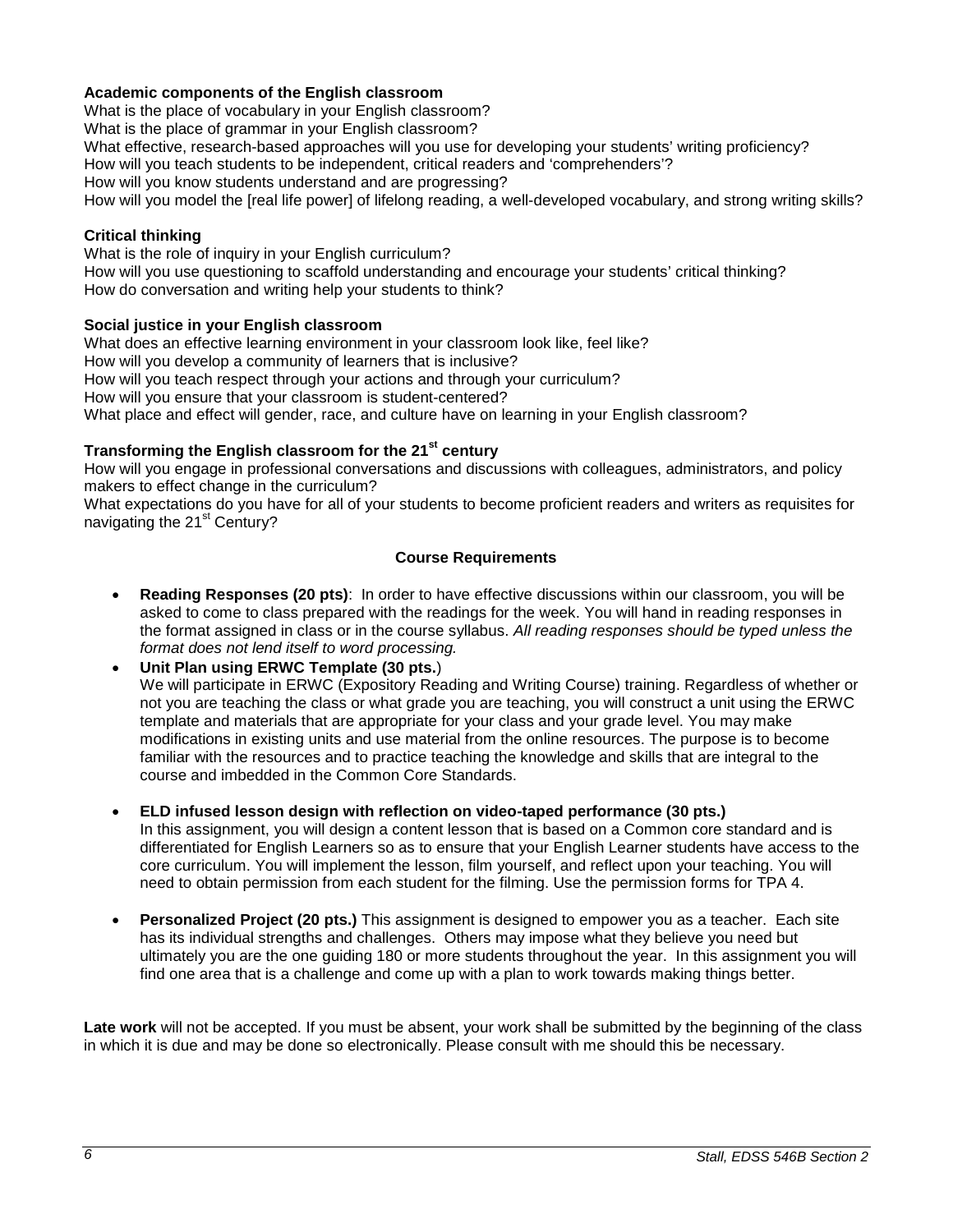**Academic components of the English classroom**

What is the place of vocabulary in your English classroom?
What is the place of grammar in your English classroom?
What effective, research-based approaches will you use for developing your students' writing proficiency?
How will you teach students to be independent, critical readers and 'comprehenders'?
How will you know students understand and are progressing?
How will you model the [real life power] of lifelong reading, a well-developed vocabulary, and strong writing skills?

**Critical thinking**

What is the role of inquiry in your English curriculum?
How will you use questioning to scaffold understanding and encourage your students' critical thinking?
How do conversation and writing help your students to think?

**Social justice in your English classroom**

What does an effective learning environment in your classroom look like, feel like?
How will you develop a community of learners that is inclusive?
How will you teach respect through your actions and through your curriculum?
How will you ensure that your classroom is student-centered?
What place and effect will gender, race, and culture have on learning in your English classroom?

**Transforming the English classroom for the 21st century**

How will you engage in professional conversations and discussions with colleagues, administrators, and policy makers to effect change in the curriculum?
What expectations do you have for all of your students to become proficient readers and writers as requisites for navigating the 21st Century?

## Course Requirements

- **Reading Responses (20 pts)**: In order to have effective discussions within our classroom, you will be asked to come to class prepared with the readings for the week. You will hand in reading responses in the format assigned in class or in the course syllabus. *All reading responses should be typed unless the format does not lend itself to word processing.*
- **Unit Plan using ERWC Template (30 pts.)**
  We will participate in ERWC (Expository Reading and Writing Course) training. Regardless of whether or not you are teaching the class or what grade you are teaching, you will construct a unit using the ERWC template and materials that are appropriate for your class and your grade level. You may make modifications in existing units and use material from the online resources. The purpose is to become familiar with the resources and to practice teaching the knowledge and skills that are integral to the course and imbedded in the Common Core Standards.
- **ELD infused lesson design with reflection on video-taped performance (30 pts.)**
  In this assignment, you will design a content lesson that is based on a Common core standard and is differentiated for English Learners so as to ensure that your English Learner students have access to the core curriculum. You will implement the lesson, film yourself, and reflect upon your teaching. You will need to obtain permission from each student for the filming. Use the permission forms for TPA 4.
- **Personalized Project (20 pts.)** This assignment is designed to empower you as a teacher. Each site has its individual strengths and challenges. Others may impose what they believe you need but ultimately you are the one guiding 180 or more students throughout the year. In this assignment you will find one area that is a challenge and come up with a plan to work towards making things better.

**Late work** will not be accepted. If you must be absent, your work shall be submitted by the beginning of the class in which it is due and may be done so electronically. Please consult with me should this be necessary.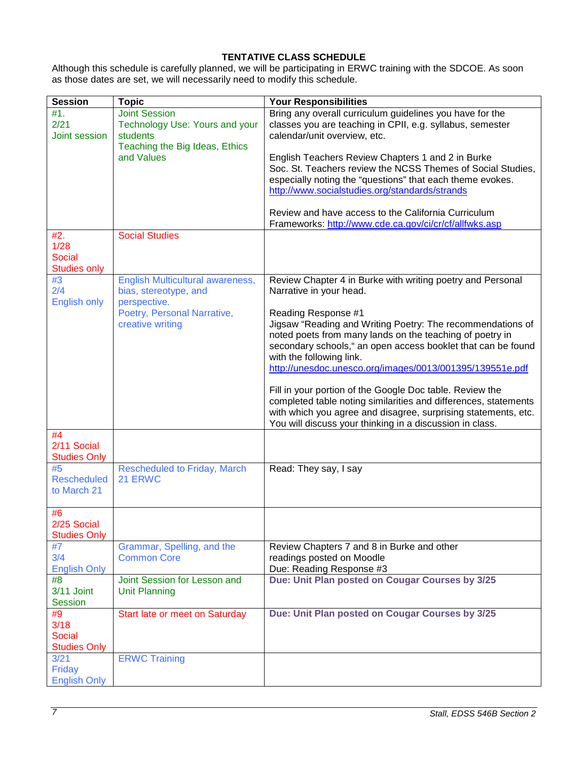### TENTATIVE CLASS SCHEDULE

Although this schedule is carefully planned, we will be participating in ERWC training with the SDCOE. As soon as those dates are set, we will necessarily need to modify this schedule.

| Session | Topic | Your Responsibilities |
|---|---|---|
| #1.<br>2/21<br>Joint session | Joint Session<br>Technology Use: Yours and your students<br>Teaching the Big Ideas, Ethics and Values | Bring any overall curriculum guidelines you have for the classes you are teaching in CPII, e.g. syllabus, semester calendar/unit overview, etc.<br><br>English Teachers Review Chapters 1 and 2 in Burke<br>Soc. St. Teachers review the NCSS Themes of Social Studies, especially noting the "questions" that each theme evokes. http://www.socialstudies.org/standards/strands<br><br>Review and have access to the California Curriculum Frameworks: http://www.cde.ca.gov/ci/cr/cf/allfwks.asp |
| #2.<br>1/28<br>Social Studies only | Social Studies | |
| #3<br>2/4<br>English only | English Multicultural awareness, bias, stereotype, and perspective.<br>Poetry, Personal Narrative, creative writing | Review Chapter 4 in Burke with writing poetry and Personal Narrative in your head.<br><br>Reading Response #1<br>Jigsaw "Reading and Writing Poetry: The recommendations of noted poets from many lands on the teaching of poetry in secondary schools," an open access booklet that can be found with the following link.<br>http://unesdoc.unesco.org/images/0013/001395/139551e.pdf<br><br>Fill in your portion of the Google Doc table. Review the completed table noting similarities and differences, statements with which you agree and disagree, surprising statements, etc. You will discuss your thinking in a discussion in class. |
| #4<br>2/11 Social Studies Only | | |
| #5<br>Rescheduled to March 21 | Rescheduled to Friday, March 21 ERWC | Read: They say, I say |
| #6<br>2/25 Social Studies Only | | |
| #7<br>3/4<br>English Only | Grammar, Spelling, and the Common Core | Review Chapters 7 and 8 in Burke and other readings posted on Moodle<br>Due: Reading Response #3 |
| #8<br>3/11 Joint Session | Joint Session for Lesson and Unit Planning | **Due: Unit Plan posted on Cougar Courses by 3/25** |
| #9<br>3/18<br>Social Studies Only | Start late or meet on Saturday | **Due: Unit Plan posted on Cougar Courses by 3/25** |
| 3/21<br>Friday<br>English Only | ERWC Training | |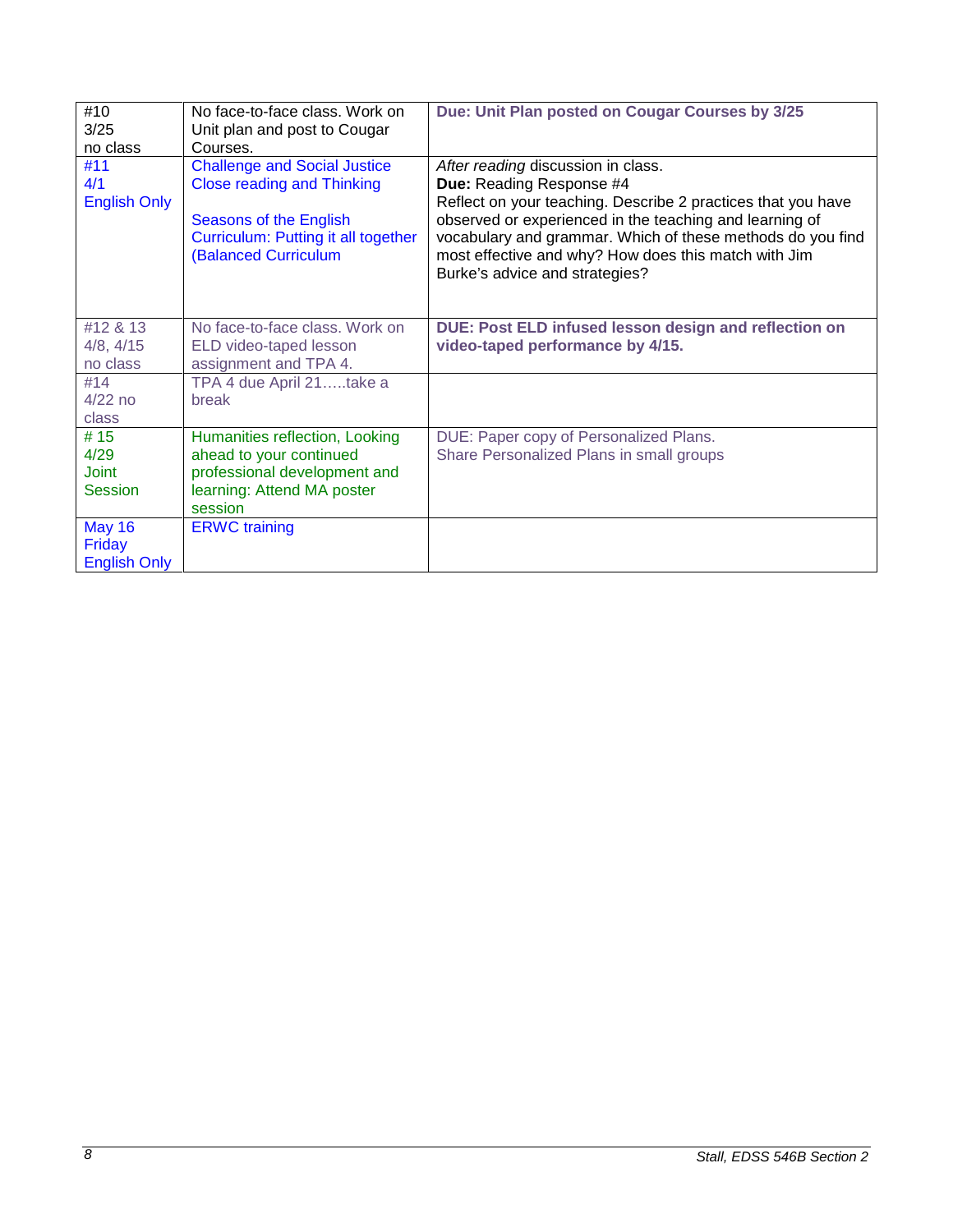| | | |
|---|---|---|
| #10<br>3/25<br>no class | No face-to-face class. Work on Unit plan and post to Cougar Courses. | **Due: Unit Plan posted on Cougar Courses by 3/25** |
| #11<br>4/1<br>English Only | Challenge and Social Justice<br>Close reading and Thinking<br><br>Seasons of the English Curriculum: Putting it all together (Balanced Curriculum | *After reading* discussion in class.<br>**Due:** Reading Response #4<br>Reflect on your teaching. Describe 2 practices that you have observed or experienced in the teaching and learning of vocabulary and grammar. Which of these methods do you find most effective and why? How does this match with Jim Burke's advice and strategies? |
| #12 & 13<br>4/8, 4/15<br>no class | No face-to-face class. Work on ELD video-taped lesson assignment and TPA 4. | **DUE: Post ELD infused lesson design and reflection on video-taped performance by 4/15.** |
| #14<br>4/22 no class | TPA 4 due April 21…..take a break | |
| # 15<br>4/29<br>Joint Session | Humanities reflection, Looking ahead to your continued professional development and learning: Attend MA poster session | DUE: Paper copy of Personalized Plans.<br>Share Personalized Plans in small groups |
| May 16<br>Friday<br>English Only | ERWC training | |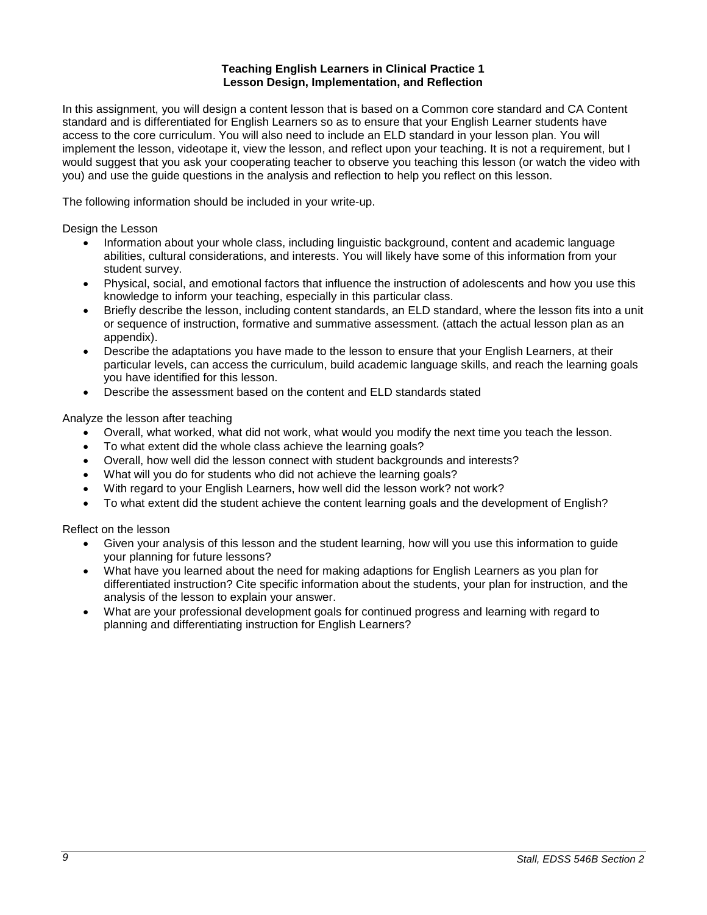**Teaching English Learners in Clinical Practice 1**
**Lesson Design, Implementation, and Reflection**

In this assignment, you will design a content lesson that is based on a Common core standard and CA Content standard and is differentiated for English Learners so as to ensure that your English Learner students have access to the core curriculum. You will also need to include an ELD standard in your lesson plan. You will implement the lesson, videotape it, view the lesson, and reflect upon your teaching. It is not a requirement, but I would suggest that you ask your cooperating teacher to observe you teaching this lesson (or watch the video with you) and use the guide questions in the analysis and reflection to help you reflect on this lesson.

The following information should be included in your write-up.

Design the Lesson

- Information about your whole class, including linguistic background, content and academic language abilities, cultural considerations, and interests. You will likely have some of this information from your student survey.
- Physical, social, and emotional factors that influence the instruction of adolescents and how you use this knowledge to inform your teaching, especially in this particular class.
- Briefly describe the lesson, including content standards, an ELD standard, where the lesson fits into a unit or sequence of instruction, formative and summative assessment. (attach the actual lesson plan as an appendix).
- Describe the adaptations you have made to the lesson to ensure that your English Learners, at their particular levels, can access the curriculum, build academic language skills, and reach the learning goals you have identified for this lesson.
- Describe the assessment based on the content and ELD standards stated

Analyze the lesson after teaching

- Overall, what worked, what did not work, what would you modify the next time you teach the lesson.
- To what extent did the whole class achieve the learning goals?
- Overall, how well did the lesson connect with student backgrounds and interests?
- What will you do for students who did not achieve the learning goals?
- With regard to your English Learners, how well did the lesson work? not work?
- To what extent did the student achieve the content learning goals and the development of English?

Reflect on the lesson

- Given your analysis of this lesson and the student learning, how will you use this information to guide your planning for future lessons?
- What have you learned about the need for making adaptions for English Learners as you plan for differentiated instruction? Cite specific information about the students, your plan for instruction, and the analysis of the lesson to explain your answer.
- What are your professional development goals for continued progress and learning with regard to planning and differentiating instruction for English Learners?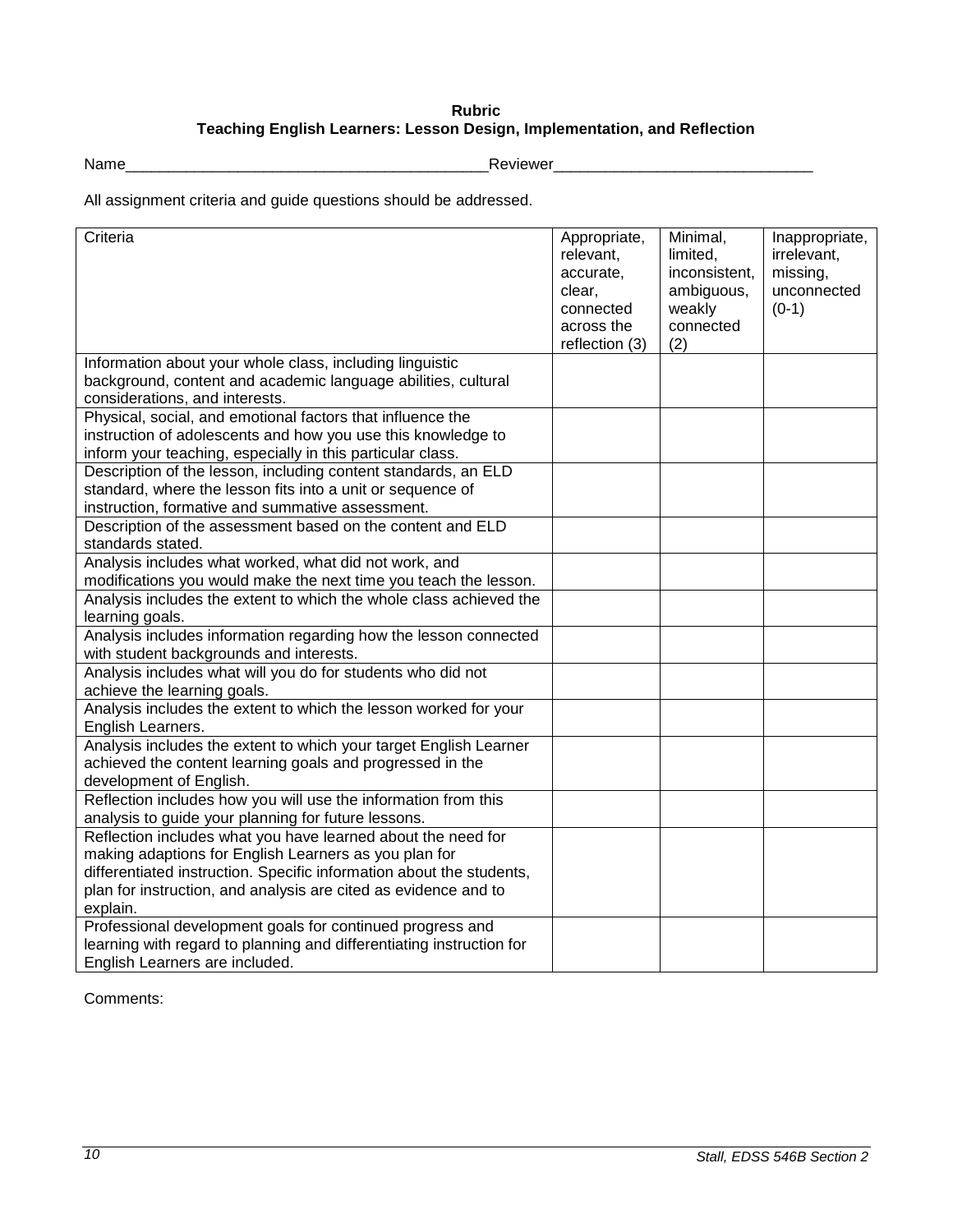**Rubric**
**Teaching English Learners: Lesson Design, Implementation, and Reflection**

Name__________________________________________Reviewer______________________________

All assignment criteria and guide questions should be addressed.

| Criteria | Appropriate, relevant, accurate, clear, connected across the reflection (3) | Minimal, limited, inconsistent, ambiguous, weakly connected (2) | Inappropriate, irrelevant, missing, unconnected (0-1) |
|---|---|---|---|
| Information about your whole class, including linguistic background, content and academic language abilities, cultural considerations, and interests. | | | |
| Physical, social, and emotional factors that influence the instruction of adolescents and how you use this knowledge to inform your teaching, especially in this particular class. | | | |
| Description of the lesson, including content standards, an ELD standard, where the lesson fits into a unit or sequence of instruction, formative and summative assessment. | | | |
| Description of the assessment based on the content and ELD standards stated. | | | |
| Analysis includes what worked, what did not work, and modifications you would make the next time you teach the lesson. | | | |
| Analysis includes the extent to which the whole class achieved the learning goals. | | | |
| Analysis includes information regarding how the lesson connected with student backgrounds and interests. | | | |
| Analysis includes what will you do for students who did not achieve the learning goals. | | | |
| Analysis includes the extent to which the lesson worked for your English Learners. | | | |
| Analysis includes the extent to which your target English Learner achieved the content learning goals and progressed in the development of English. | | | |
| Reflection includes how you will use the information from this analysis to guide your planning for future lessons. | | | |
| Reflection includes what you have learned about the need for making adaptions for English Learners as you plan for differentiated instruction. Specific information about the students, plan for instruction, and analysis are cited as evidence and to explain. | | | |
| Professional development goals for continued progress and learning with regard to planning and differentiating instruction for English Learners are included. | | | |

Comments: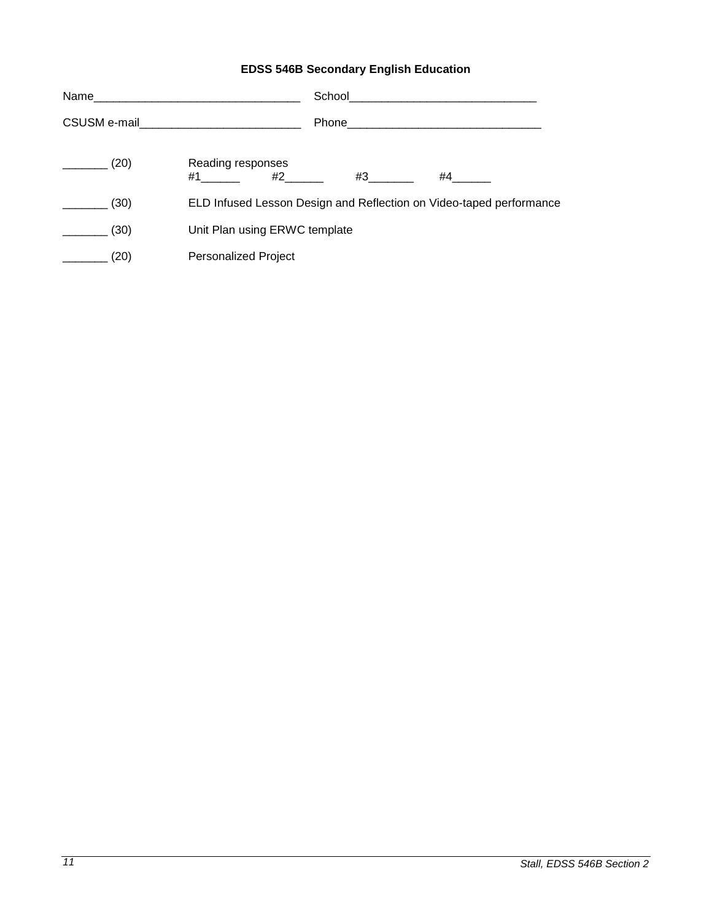**EDSS 546B Secondary English Education**

Name________________________________ School_____________________________

CSUSM e-mail_________________________ Phone______________________________

_______ (20) Reading responses
#1______ #2______ #3_______ #4______

_______ (30) ELD Infused Lesson Design and Reflection on Video-taped performance

_______ (30) Unit Plan using ERWC template

_______ (20) Personalized Project